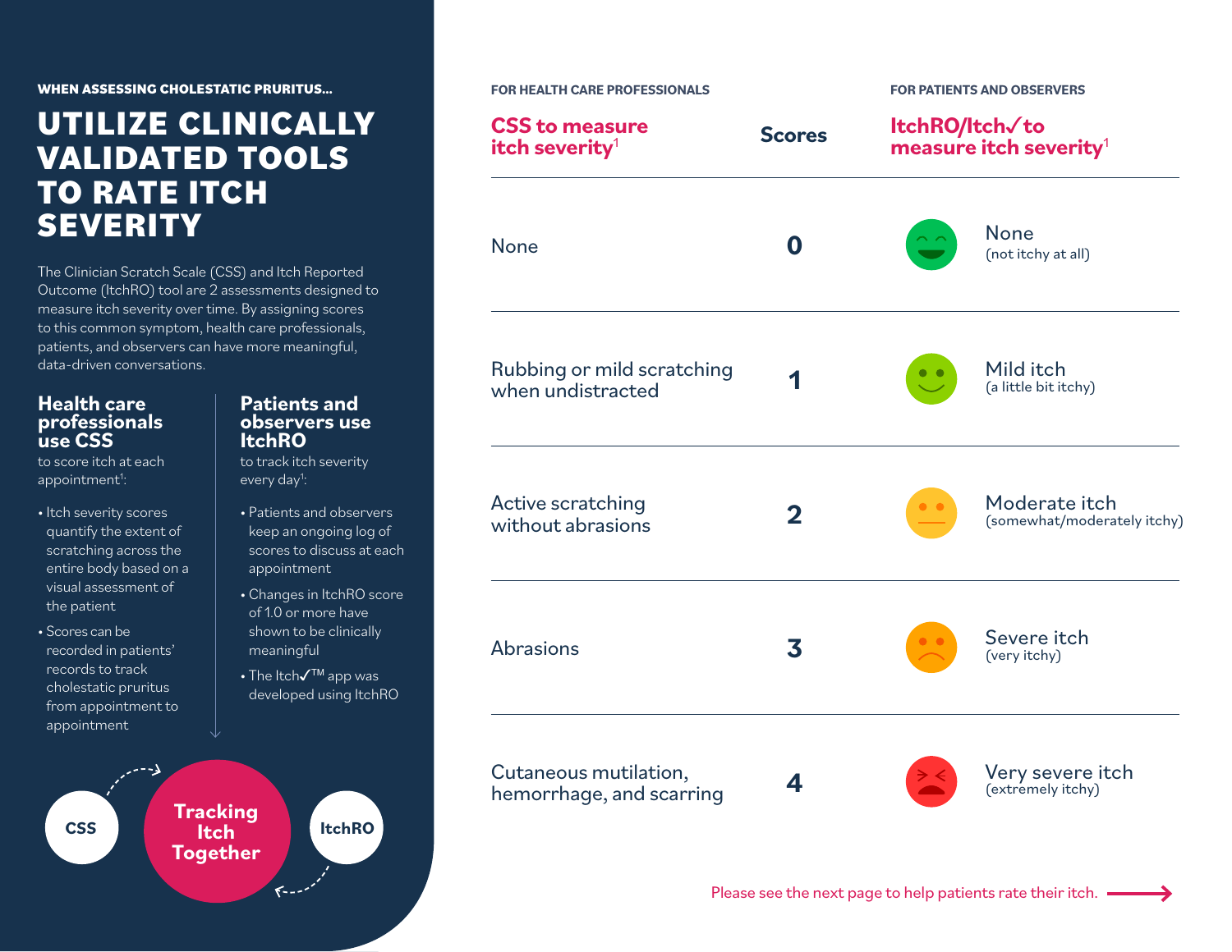WHEN ASSESSING CHOLESTATIC PRURITUS...

# UTILIZE CLINICALLY VALIDATED TOOLS TO RATE ITCH SEVERITY

The Clinician Scratch Scale (CSS) and Itch Reported Outcome (ItchRO) tool are 2 assessments designed to measure itch severity over time. By assigning scores to this common symptom, health care professionals, patients, and observers can have more meaningful, data-driven conversations.

## Health care professionals use CSS

to score itch at each appointment[1]:

- Itch severity scores quantify the extent of scratching across the entire body based on a visual assessment of the patient
- Scores can be recorded in patients' records to track cholestatic pruritus from appointment to appointment

## Patients and observers use ItchRO

to track itch severity every day[1]:

- Patients and observers keep an ongoing log of scores to discuss at each appointment
- Changes in ItchRO score of 1.0 or more have shown to be clinically meaningful
- The Itch✓™ app was developed using ItchRO

CSS → Tracking Itch Together ← ItchRO

| FOR HEALTH CARE PROFESSIONALS<br>**CSS to measure itch severity**[1] | **Scores** | FOR PATIENTS AND OBSERVERS<br>**ItchRO/Itch✓ to measure itch severity**[1] |
|---|---|---|
| None | 0 | None (not itchy at all) |
| Rubbing or mild scratching when undistracted | 1 | Mild itch (a little bit itchy) |
| Active scratching without abrasions | 2 | Moderate itch (somewhat/moderately itchy) |
| Abrasions | 3 | Severe itch (very itchy) |
| Cutaneous mutilation, hemorrhage, and scarring | 4 | Very severe itch (extremely itchy) |

Please see the next page to help patients rate their itch. →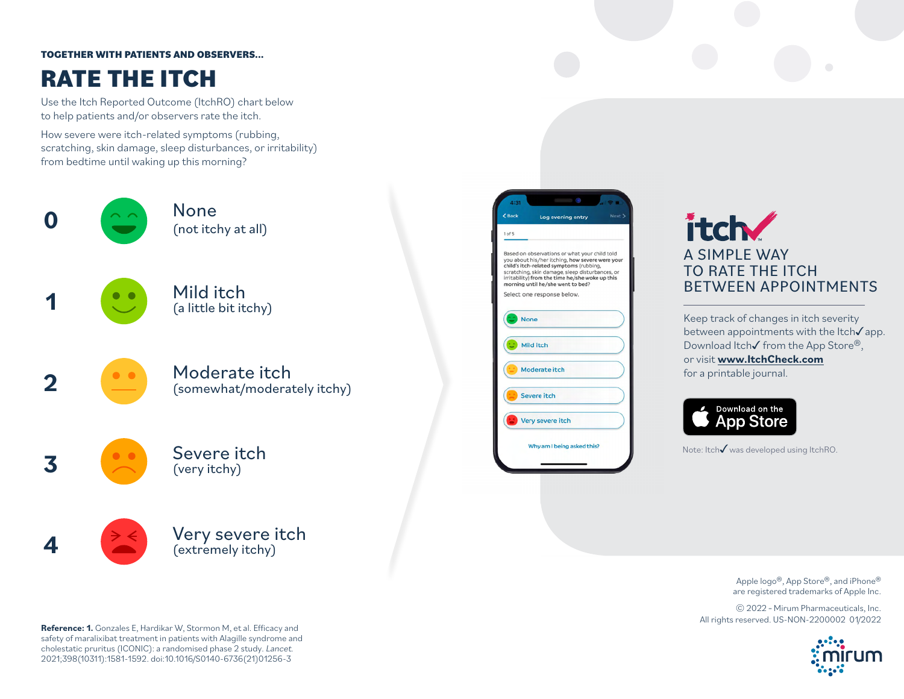**TOGETHER WITH PATIENTS AND OBSERVERS...**

# RATE THE ITCH

Use the Itch Reported Outcome (ItchRO) chart below to help patients and/or observers rate the itch.

How severe were itch-related symptoms (rubbing, scratching, skin damage, sleep disturbances, or irritability) from bedtime until waking up this morning?

**0** None (not itchy at all)

**1** Mild itch (a little bit itchy)

**2** Moderate itch (somewhat/moderately itchy)

**3** Severe itch (very itchy)

**4** Very severe itch (extremely itchy)

4:31

Back Log evening entry Next

1 of 5

Based on observations or what your child told you about his/her itching, **how severe were your child's itch-related symptoms** (rubbing, scratching, skin damage, sleep disturbances, or irritability) **from the time he/she woke up this morning until he/she went to bed?**

Select one response below.

None

Mild itch

Moderate itch

Severe itch

Very severe itch

Why am I being asked this?

## itch✓

## A SIMPLE WAY TO RATE THE ITCH BETWEEN APPOINTMENTS

Keep track of changes in itch severity between appointments with the Itch✓ app. Download Itch✓ from the App Store®, or visit **www.ItchCheck.com** for a printable journal.

Download on the App Store

Note: Itch✓ was developed using ItchRO.

**Reference: 1.** Gonzales E, Hardikar W, Stormon M, et al. Efficacy and safety of maralixibat treatment in patients with Alagille syndrome and cholestatic pruritus (ICONIC): a randomised phase 2 study. *Lancet.* 2021;398(10311):1581-1592. doi:10.1016/S0140-6736(21)01256-3

Apple logo®, App Store®, and iPhone® are registered trademarks of Apple Inc.

© 2022 - Mirum Pharmaceuticals, Inc. All rights reserved. US-NON-2200002 01/2022

mirum